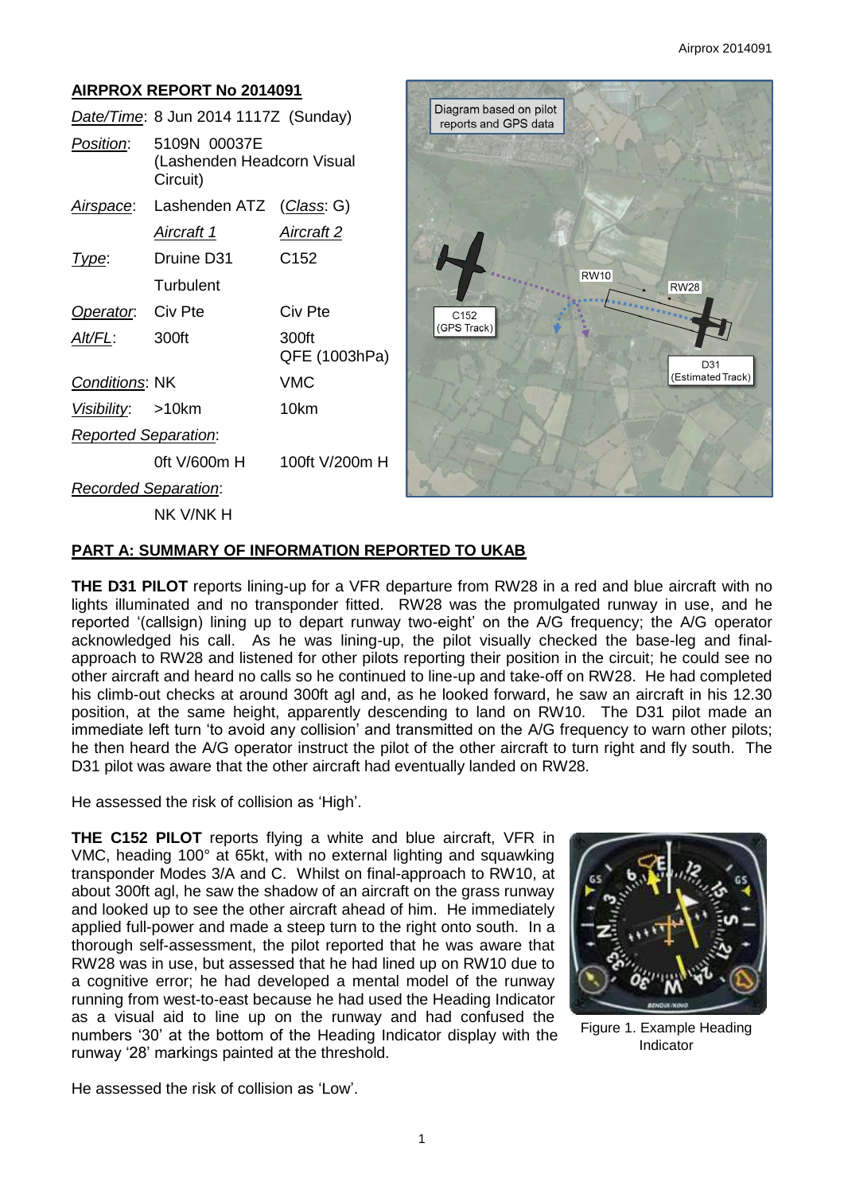## AIRPROX REPORT No 2014091

| | | |
|---|---|---|
| *Date/Time*: | 8 Jun 2014 1117Z (Sunday) | |
| *Position*: | 5109N 00037E (Lashenden Headcorn Visual Circuit) | |
| *Airspace*: | Lashenden ATZ | (*Class*: G) |
| | *Aircraft 1* | *Aircraft 2* |
| *Type*: | Druine D31 Turbulent | C152 |
| *Operator*: | Civ Pte | Civ Pte |
| *Alt/FL*: | 300ft | 300ft QFE (1003hPa) |
| *Conditions*: | NK | VMC |
| *Visibility*: | >10km | 10km |
| *Reported Separation*: | | |
| | 0ft V/600m H | 100ft V/200m H |
| *Recorded Separation*: | | |
| | NK V/NK H | |

## PART A: SUMMARY OF INFORMATION REPORTED TO UKAB

**THE D31 PILOT** reports lining-up for a VFR departure from RW28 in a red and blue aircraft with no lights illuminated and no transponder fitted. RW28 was the promulgated runway in use, and he reported '(callsign) lining up to depart runway two-eight' on the A/G frequency; the A/G operator acknowledged his call. As he was lining-up, the pilot visually checked the base-leg and final-approach to RW28 and listened for other pilots reporting their position in the circuit; he could see no other aircraft and heard no calls so he continued to line-up and take-off on RW28. He had completed his climb-out checks at around 300ft agl and, as he looked forward, he saw an aircraft in his 12.30 position, at the same height, apparently descending to land on RW10. The D31 pilot made an immediate left turn 'to avoid any collision' and transmitted on the A/G frequency to warn other pilots; he then heard the A/G operator instruct the pilot of the other aircraft to turn right and fly south. The D31 pilot was aware that the other aircraft had eventually landed on RW28.

He assessed the risk of collision as 'High'.

**THE C152 PILOT** reports flying a white and blue aircraft, VFR in VMC, heading 100° at 65kt, with no external lighting and squawking transponder Modes 3/A and C. Whilst on final-approach to RW10, at about 300ft agl, he saw the shadow of an aircraft on the grass runway and looked up to see the other aircraft ahead of him. He immediately applied full-power and made a steep turn to the right onto south. In a thorough self-assessment, the pilot reported that he was aware that RW28 was in use, but assessed that he had lined up on RW10 due to a cognitive error; he had developed a mental model of the runway running from west-to-east because he had used the Heading Indicator as a visual aid to line up on the runway and had confused the numbers '30' at the bottom of the Heading Indicator display with the runway '28' markings painted at the threshold.

Figure 1. Example Heading Indicator

He assessed the risk of collision as 'Low'.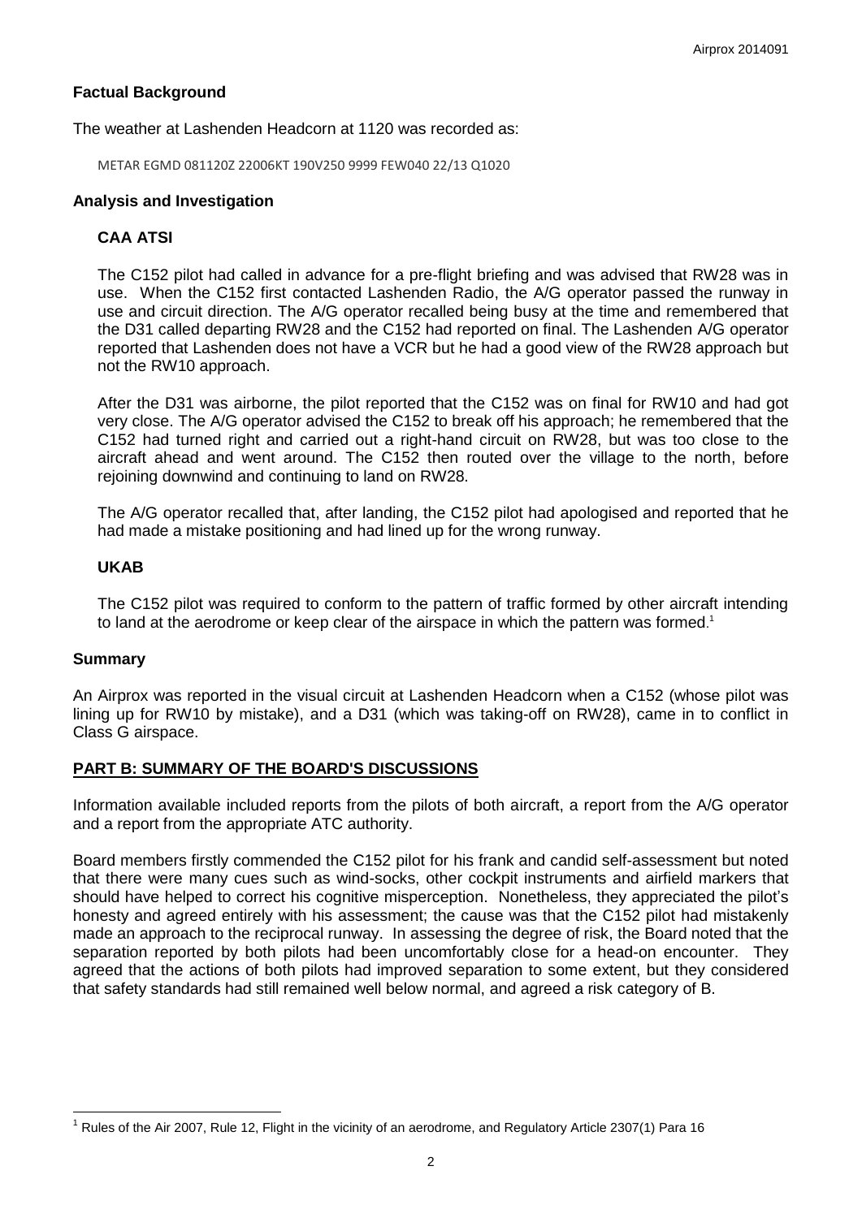## Factual Background

The weather at Lashenden Headcorn at 1120 was recorded as:

```
METAR EGMD 081120Z 22006KT 190V250 9999 FEW040 22/13 Q1020
```

## Analysis and Investigation

### CAA ATSI

The C152 pilot had called in advance for a pre-flight briefing and was advised that RW28 was in use. When the C152 first contacted Lashenden Radio, the A/G operator passed the runway in use and circuit direction. The A/G operator recalled being busy at the time and remembered that the D31 called departing RW28 and the C152 had reported on final. The Lashenden A/G operator reported that Lashenden does not have a VCR but he had a good view of the RW28 approach but not the RW10 approach.

After the D31 was airborne, the pilot reported that the C152 was on final for RW10 and had got very close. The A/G operator advised the C152 to break off his approach; he remembered that the C152 had turned right and carried out a right-hand circuit on RW28, but was too close to the aircraft ahead and went around. The C152 then routed over the village to the north, before rejoining downwind and continuing to land on RW28.

The A/G operator recalled that, after landing, the C152 pilot had apologised and reported that he had made a mistake positioning and had lined up for the wrong runway.

### UKAB

The C152 pilot was required to conform to the pattern of traffic formed by other aircraft intending to land at the aerodrome or keep clear of the airspace in which the pattern was formed.[1]

## Summary

An Airprox was reported in the visual circuit at Lashenden Headcorn when a C152 (whose pilot was lining up for RW10 by mistake), and a D31 (which was taking-off on RW28), came in to conflict in Class G airspace.

## PART B: SUMMARY OF THE BOARD'S DISCUSSIONS

Information available included reports from the pilots of both aircraft, a report from the A/G operator and a report from the appropriate ATC authority.

Board members firstly commended the C152 pilot for his frank and candid self-assessment but noted that there were many cues such as wind-socks, other cockpit instruments and airfield markers that should have helped to correct his cognitive misperception. Nonetheless, they appreciated the pilot's honesty and agreed entirely with his assessment; the cause was that the C152 pilot had mistakenly made an approach to the reciprocal runway. In assessing the degree of risk, the Board noted that the separation reported by both pilots had been uncomfortably close for a head-on encounter. They agreed that the actions of both pilots had improved separation to some extent, but they considered that safety standards had still remained well below normal, and agreed a risk category of B.

---

[1] Rules of the Air 2007, Rule 12, Flight in the vicinity of an aerodrome, and Regulatory Article 2307(1) Para 16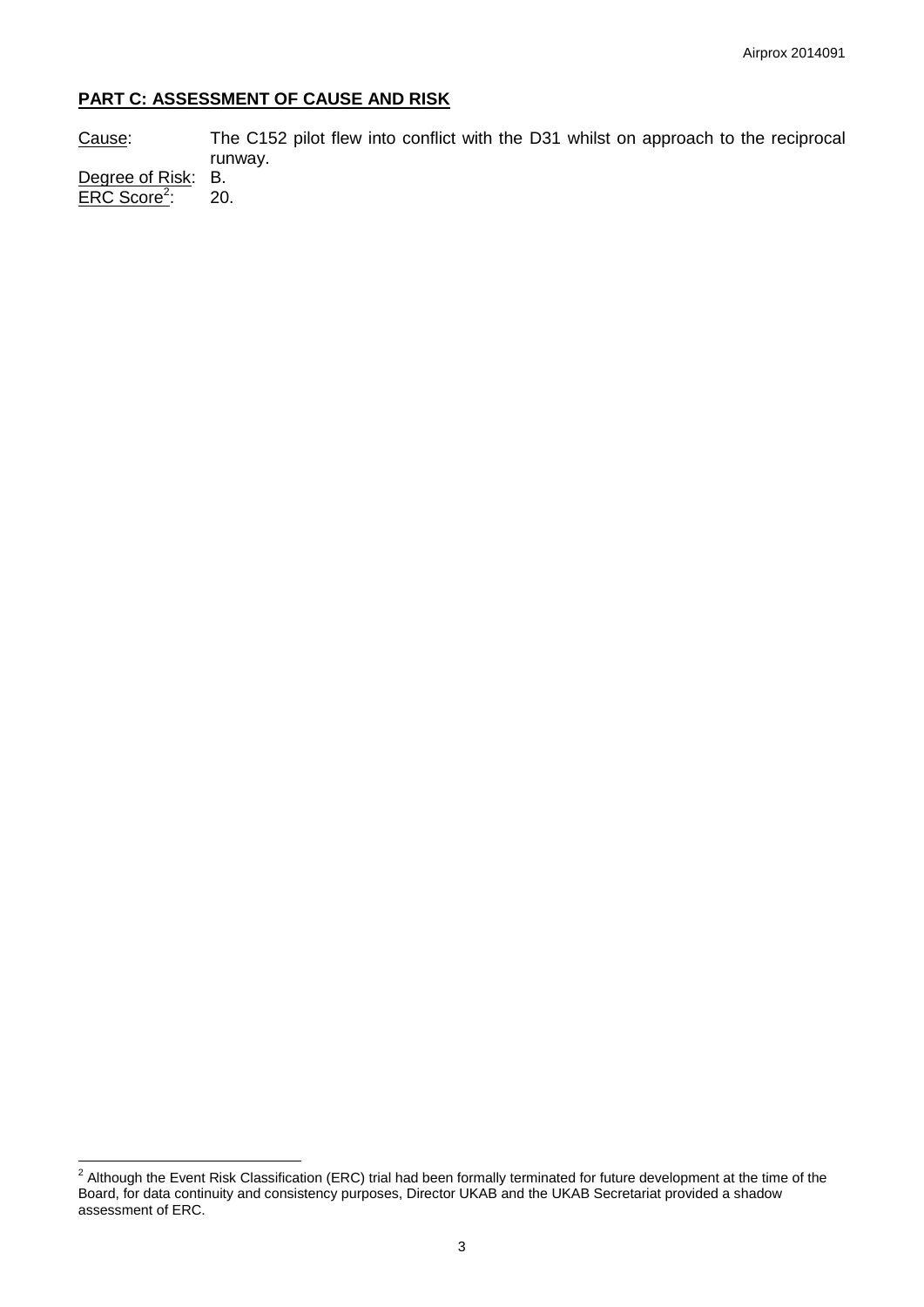## **PART C: ASSESSMENT OF CAUSE AND RISK**

Cause: The C152 pilot flew into conflict with the D31 whilst on approach to the reciprocal runway.

Degree of Risk: B.

ERC Score[2]: 20.

[2] Although the Event Risk Classification (ERC) trial had been formally terminated for future development at the time of the Board, for data continuity and consistency purposes, Director UKAB and the UKAB Secretariat provided a shadow assessment of ERC.